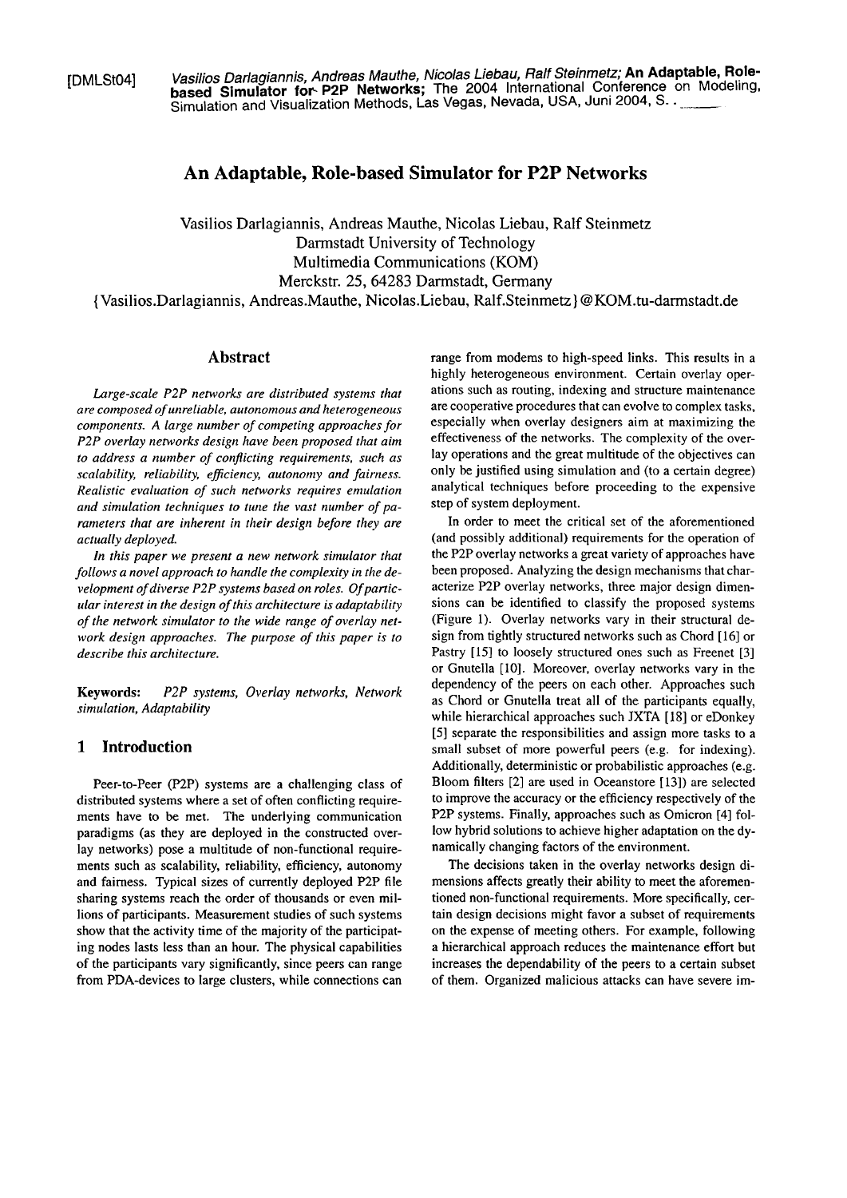[DMLSt04] *Vasilios Darlagiannis, Andreas Mauthe, Nicolas Liebau, Ralf Steinmetz;* **An Adaptable, Role-based Simulator for P2P Networks;** The 2004 International Conference on Modeling, Simulation and Visualization Methods, Las Vegas, Nevada, USA, Juni 2004, S. .

# An Adaptable, Role-based Simulator for P2P Networks

Vasilios Darlagiannis, Andreas Mauthe, Nicolas Liebau, Ralf Steinmetz
Darmstadt University of Technology
Multimedia Communications (KOM)
Merckstr. 25, 64283 Darmstadt, Germany
{Vasilios.Darlagiannis, Andreas.Mauthe, Nicolas.Liebau, Ralf.Steinmetz}@KOM.tu-darmstadt.de

## Abstract

*Large-scale P2P networks are distributed systems that are composed of unreliable, autonomous and heterogeneous components. A large number of competing approaches for P2P overlay networks design have been proposed that aim to address a number of conflicting requirements, such as scalability, reliability, efficiency, autonomy and fairness. Realistic evaluation of such networks requires emulation and simulation techniques to tune the vast number of parameters that are inherent in their design before they are actually deployed.*

*In this paper we present a new network simulator that follows a novel approach to handle the complexity in the development of diverse P2P systems based on roles. Of particular interest in the design of this architecture is adaptability of the network simulator to the wide range of overlay network design approaches. The purpose of this paper is to describe this architecture.*

**Keywords:** *P2P systems, Overlay networks, Network simulation, Adaptability*

## 1 Introduction

Peer-to-Peer (P2P) systems are a challenging class of distributed systems where a set of often conflicting requirements have to be met. The underlying communication paradigms (as they are deployed in the constructed overlay networks) pose a multitude of non-functional requirements such as scalability, reliability, efficiency, autonomy and fairness. Typical sizes of currently deployed P2P file sharing systems reach the order of thousands or even millions of participants. Measurement studies of such systems show that the activity time of the majority of the participating nodes lasts less than an hour. The physical capabilities of the participants vary significantly, since peers can range from PDA-devices to large clusters, while connections can range from modems to high-speed links. This results in a highly heterogeneous environment. Certain overlay operations such as routing, indexing and structure maintenance are cooperative procedures that can evolve to complex tasks, especially when overlay designers aim at maximizing the effectiveness of the networks. The complexity of the overlay operations and the great multitude of the objectives can only be justified using simulation and (to a certain degree) analytical techniques before proceeding to the expensive step of system deployment.

In order to meet the critical set of the aforementioned (and possibly additional) requirements for the operation of the P2P overlay networks a great variety of approaches have been proposed. Analyzing the design mechanisms that characterize P2P overlay networks, three major design dimensions can be identified to classify the proposed systems (Figure 1). Overlay networks vary in their structural design from tightly structured networks such as Chord [16] or Pastry [15] to loosely structured ones such as Freenet [3] or Gnutella [10]. Moreover, overlay networks vary in the dependency of the peers on each other. Approaches such as Chord or Gnutella treat all of the participants equally, while hierarchical approaches such JXTA [18] or eDonkey [5] separate the responsibilities and assign more tasks to a small subset of more powerful peers (e.g. for indexing). Additionally, deterministic or probabilistic approaches (e.g. Bloom filters [2] are used in Oceanstore [13]) are selected to improve the accuracy or the efficiency respectively of the P2P systems. Finally, approaches such as Omicron [4] follow hybrid solutions to achieve higher adaptation on the dynamically changing factors of the environment.

The decisions taken in the overlay networks design dimensions affects greatly their ability to meet the aforementioned non-functional requirements. More specifically, certain design decisions might favor a subset of requirements on the expense of meeting others. For example, following a hierarchical approach reduces the maintenance effort but increases the dependability of the peers to a certain subset of them. Organized malicious attacks can have severe im-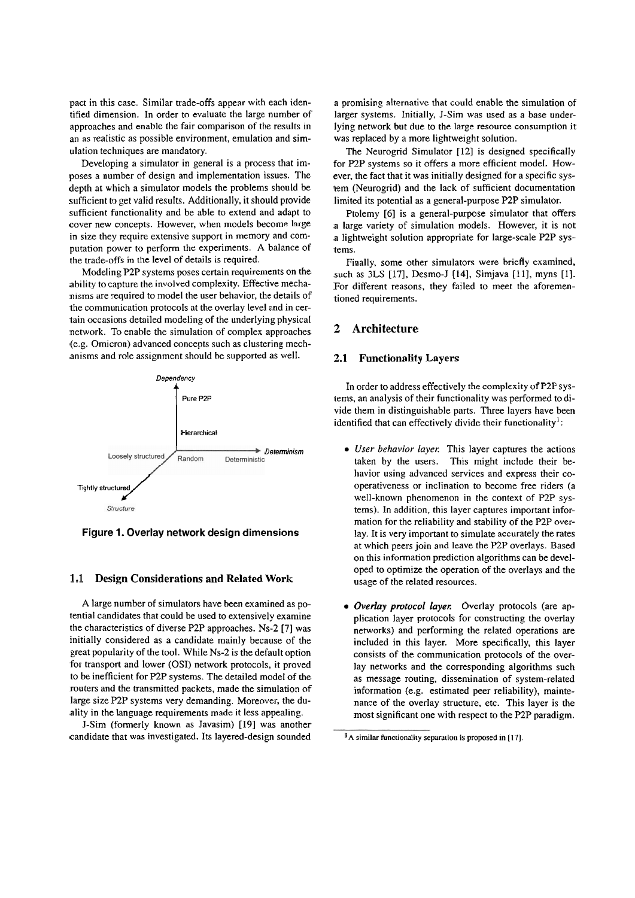pact in this case. Similar trade-offs appear with each identified dimension. In order to evaluate the large number of approaches and enable the fair comparison of the results in an as realistic as possible environment, emulation and simulation techniques are mandatory.

Developing a simulator in general is a process that imposes a number of design and implementation issues. The depth at which a simulator models the problems should be sufficient to get valid results. Additionally, it should provide sufficient functionality and be able to extend and adapt to cover new concepts. However, when models become large in size they require extensive support in memory and computation power to perform the experiments. A balance of the trade-offs in the level of details is required.

Modeling P2P systems poses certain requirements on the ability to capture the involved complexity. Effective mechanisms are required to model the user behavior, the details of the communication protocols at the overlay level and in certain occasions detailed modeling of the underlying physical network. To enable the simulation of complex approaches (e.g. Omicron) advanced concepts such as clustering mechanisms and role assignment should be supported as well.

Dependency

Pure P2P

Hierarchical

Loosely structured — Random — Deterministic — Determinism

Tightly structured

Structure

**Figure 1. Overlay network design dimensions**

### 1.1 Design Considerations and Related Work

A large number of simulators have been examined as potential candidates that could be used to extensively examine the characteristics of diverse P2P approaches. Ns-2 [7] was initially considered as a candidate mainly because of the great popularity of the tool. While Ns-2 is the default option for transport and lower (OSI) network protocols, it proved to be inefficient for P2P systems. The detailed model of the routers and the transmitted packets, made the simulation of large size P2P systems very demanding. Moreover, the duality in the language requirements made it less appealing.

J-Sim (formerly known as Javasim) [19] was another candidate that was investigated. Its layered-design sounded a promising alternative that could enable the simulation of larger systems. Initially, J-Sim was used as a base underlying network but due to the large resource consumption it was replaced by a more lightweight solution.

The Neurogrid Simulator [12] is designed specifically for P2P systems so it offers a more efficient model. However, the fact that it was initially designed for a specific system (Neurogrid) and the lack of sufficient documentation limited its potential as a general-purpose P2P simulator.

Ptolemy [6] is a general-purpose simulator that offers a large variety of simulation models. However, it is not a lightweight solution appropriate for large-scale P2P systems.

Finally, some other simulators were briefly examined, such as 3LS [17], Desmo-J [14], Simjava [11], myns [1]. For different reasons, they failed to meet the aforementioned requirements.

## 2 Architecture

### 2.1 Functionality Layers

In order to address effectively the complexity of P2P systems, an analysis of their functionality was performed to divide them in distinguishable parts. Three layers have been identified that can effectively divide their functionality[1]:

- *User behavior layer.* This layer captures the actions taken by the users. This might include their behavior using advanced services and express their cooperativeness or inclination to become free riders (a well-known phenomenon in the context of P2P systems). In addition, this layer captures important information for the reliability and stability of the P2P overlay. It is very important to simulate accurately the rates at which peers join and leave the P2P overlays. Based on this information prediction algorithms can be developed to optimize the operation of the overlays and the usage of the related resources.

- *Overlay protocol layer.* Overlay protocols (are application layer protocols for constructing the overlay networks) and performing the related operations are included in this layer. More specifically, this layer consists of the communication protocols of the overlay networks and the corresponding algorithms such as message routing, dissemination of system-related information (e.g. estimated peer reliability), maintenance of the overlay structure, etc. This layer is the most significant one with respect to the P2P paradigm.

[1] A similar functionality separation is proposed in [17].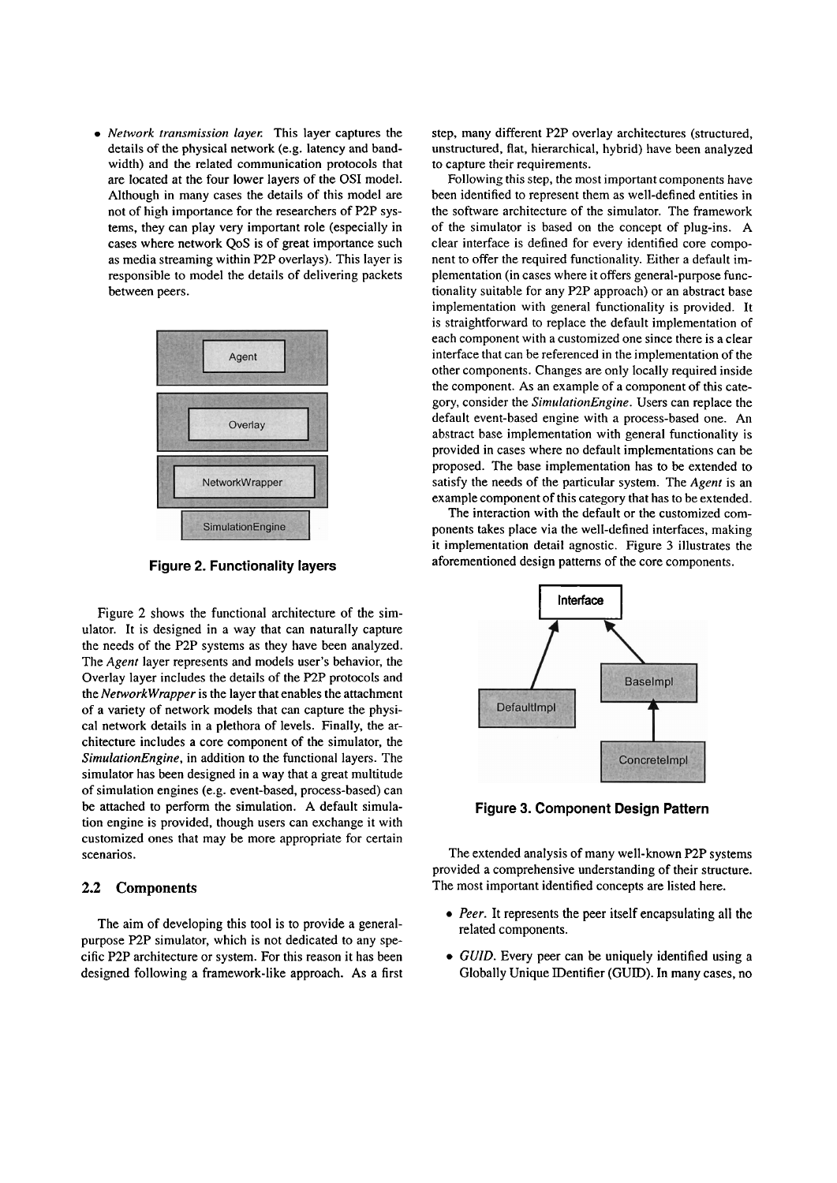- *Network transmission layer.* This layer captures the details of the physical network (e.g. latency and bandwidth) and the related communication protocols that are located at the four lower layers of the OSI model. Although in many cases the details of this model are not of high importance for the researchers of P2P systems, they can play very important role (especially in cases where network QoS is of great importance such as media streaming within P2P overlays). This layer is responsible to model the details of delivering packets between peers.

**Figure 2. Functionality layers**

Figure 2 shows the functional architecture of the simulator. It is designed in a way that can naturally capture the needs of the P2P systems as they have been analyzed. The *Agent* layer represents and models user's behavior, the Overlay layer includes the details of the P2P protocols and the *NetworkWrapper* is the layer that enables the attachment of a variety of network models that can capture the physical network details in a plethora of levels. Finally, the architecture includes a core component of the simulator, the *SimulationEngine*, in addition to the functional layers. The simulator has been designed in a way that a great multitude of simulation engines (e.g. event-based, process-based) can be attached to perform the simulation. A default simulation engine is provided, though users can exchange it with customized ones that may be more appropriate for certain scenarios.

## 2.2 Components

The aim of developing this tool is to provide a general-purpose P2P simulator, which is not dedicated to any specific P2P architecture or system. For this reason it has been designed following a framework-like approach. As a first step, many different P2P overlay architectures (structured, unstructured, flat, hierarchical, hybrid) have been analyzed to capture their requirements.

Following this step, the most important components have been identified to represent them as well-defined entities in the software architecture of the simulator. The framework of the simulator is based on the concept of plug-ins. A clear interface is defined for every identified core component to offer the required functionality. Either a default implementation (in cases where it offers general-purpose functionality suitable for any P2P approach) or an abstract base implementation with general functionality is provided. It is straightforward to replace the default implementation of each component with a customized one since there is a clear interface that can be referenced in the implementation of the other components. Changes are only locally required inside the component. As an example of a component of this category, consider the *SimulationEngine*. Users can replace the default event-based engine with a process-based one. An abstract base implementation with general functionality is provided in cases where no default implementations can be proposed. The base implementation has to be extended to satisfy the needs of the particular system. The *Agent* is an example component of this category that has to be extended.

The interaction with the default or the customized components takes place via the well-defined interfaces, making it implementation detail agnostic. Figure 3 illustrates the aforementioned design patterns of the core components.

**Figure 3. Component Design Pattern**

The extended analysis of many well-known P2P systems provided a comprehensive understanding of their structure. The most important identified concepts are listed here.

- *Peer.* It represents the peer itself encapsulating all the related components.
- *GUID.* Every peer can be uniquely identified using a Globally Unique IDentifier (GUID). In many cases, no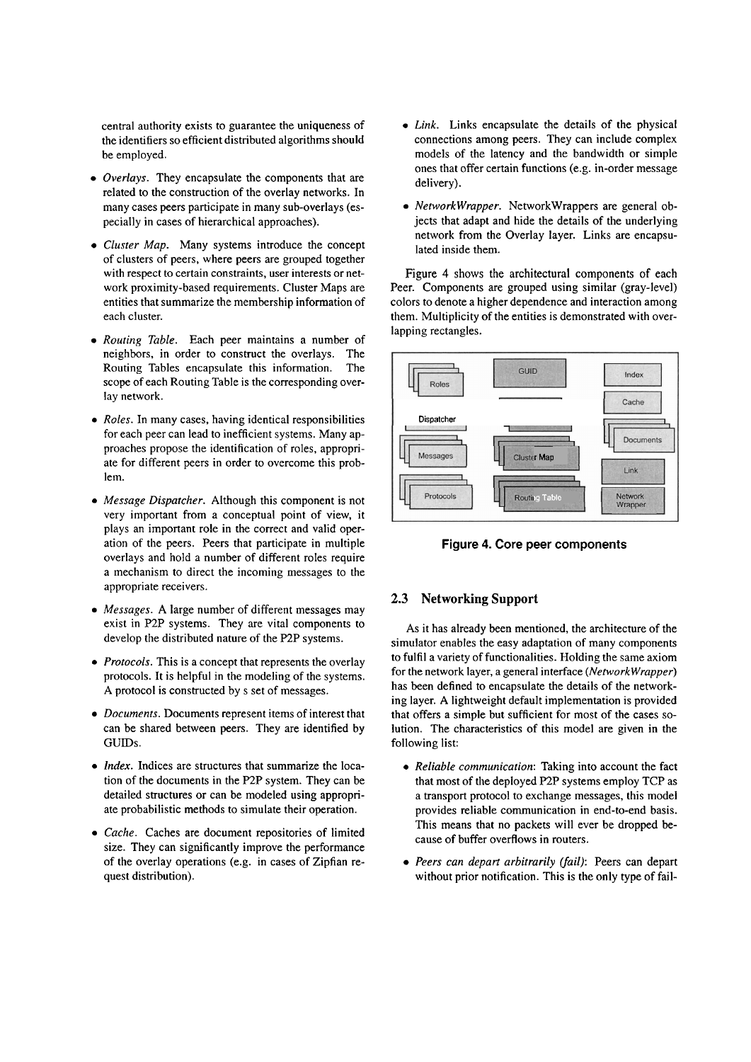central authority exists to guarantee the uniqueness of the identifiers so efficient distributed algorithms should be employed.

- *Overlays*. They encapsulate the components that are related to the construction of the overlay networks. In many cases peers participate in many sub-overlays (especially in cases of hierarchical approaches).
- *Cluster Map*. Many systems introduce the concept of clusters of peers, where peers are grouped together with respect to certain constraints, user interests or network proximity-based requirements. Cluster Maps are entities that summarize the membership information of each cluster.
- *Routing Table*. Each peer maintains a number of neighbors, in order to construct the overlays. The Routing Tables encapsulate this information. The scope of each Routing Table is the corresponding overlay network.
- *Roles*. In many cases, having identical responsibilities for each peer can lead to inefficient systems. Many approaches propose the identification of roles, appropriate for different peers in order to overcome this problem.
- *Message Dispatcher*. Although this component is not very important from a conceptual point of view, it plays an important role in the correct and valid operation of the peers. Peers that participate in multiple overlays and hold a number of different roles require a mechanism to direct the incoming messages to the appropriate receivers.
- *Messages*. A large number of different messages may exist in P2P systems. They are vital components to develop the distributed nature of the P2P systems.
- *Protocols*. This is a concept that represents the overlay protocols. It is helpful in the modeling of the systems. A protocol is constructed by s set of messages.
- *Documents*. Documents represent items of interest that can be shared between peers. They are identified by GUIDs.
- *Index*. Indices are structures that summarize the location of the documents in the P2P system. They can be detailed structures or can be modeled using appropriate probabilistic methods to simulate their operation.
- *Cache*. Caches are document repositories of limited size. They can significantly improve the performance of the overlay operations (e.g. in cases of Zipfian request distribution).
- *Link*. Links encapsulate the details of the physical connections among peers. They can include complex models of the latency and the bandwidth or simple ones that offer certain functions (e.g. in-order message delivery).
- *NetworkWrapper*. NetworkWrappers are general objects that adapt and hide the details of the underlying network from the Overlay layer. Links are encapsulated inside them.

Figure 4 shows the architectural components of each Peer. Components are grouped using similar (gray-level) colors to denote a higher dependence and interaction among them. Multiplicity of the entities is demonstrated with overlapping rectangles.

**Figure 4. Core peer components**

## 2.3 Networking Support

As it has already been mentioned, the architecture of the simulator enables the easy adaptation of many components to fulfil a variety of functionalities. Holding the same axiom for the network layer, a general interface (*NetworkWrapper*) has been defined to encapsulate the details of the networking layer. A lightweight default implementation is provided that offers a simple but sufficient for most of the cases solution. The characteristics of this model are given in the following list:

- *Reliable communication*: Taking into account the fact that most of the deployed P2P systems employ TCP as a transport protocol to exchange messages, this model provides reliable communication in end-to-end basis. This means that no packets will ever be dropped because of buffer overflows in routers.
- *Peers can depart arbitrarily (fail)*: Peers can depart without prior notification. This is the only type of fail-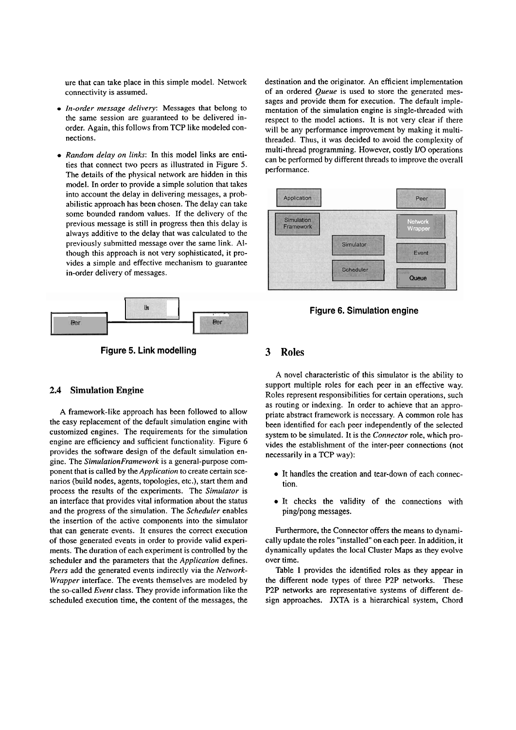ure that can take place in this simple model. Network connectivity is assumed.

- *In-order message delivery*: Messages that belong to the same session are guaranteed to be delivered in-order. Again, this follows from TCP like modeled connections.
- *Random delay on links*: In this model links are entities that connect two peers as illustrated in Figure 5. The details of the physical network are hidden in this model. In order to provide a simple solution that takes into account the delay in delivering messages, a probabilistic approach has been chosen. The delay can take some bounded random values. If the delivery of the previous message is still in progress then this delay is always additive to the delay that was calculated to the previously submitted message over the same link. Although this approach is not very sophisticated, it provides a simple and effective mechanism to guarantee in-order delivery of messages.

**Figure 5. Link modelling**

## 2.4 Simulation Engine

A framework-like approach has been followed to allow the easy replacement of the default simulation engine with customized engines. The requirements for the simulation engine are efficiency and sufficient functionality. Figure 6 provides the software design of the default simulation engine. The *SimulationFramework* is a general-purpose component that is called by the *Application* to create certain scenarios (build nodes, agents, topologies, etc.), start them and process the results of the experiments. The *Simulator* is an interface that provides vital information about the status and the progress of the simulation. The *Scheduler* enables the insertion of the active components into the simulator that can generate events. It ensures the correct execution of those generated events in order to provide valid experiments. The duration of each experiment is controlled by the scheduler and the parameters that the *Application* defines. *Peers* add the generated events indirectly via the *NetworkWrapper* interface. The events themselves are modeled by the so-called *Event* class. They provide information like the scheduled execution time, the content of the messages, the destination and the originator. An efficient implementation of an ordered *Queue* is used to store the generated messages and provide them for execution. The default implementation of the simulation engine is single-threaded with respect to the model actions. It is not very clear if there will be any performance improvement by making it multi-threaded. Thus, it was decided to avoid the complexity of multi-thread programming. However, costly I/O operations can be performed by different threads to improve the overall performance.

**Figure 6. Simulation engine**

# 3 Roles

A novel characteristic of this simulator is the ability to support multiple roles for each peer in an effective way. Roles represent responsibilities for certain operations, such as routing or indexing. In order to achieve that an appropriate abstract framework is necessary. A common role has been identified for each peer independently of the selected system to be simulated. It is the *Connector* role, which provides the establishment of the inter-peer connections (not necessarily in a TCP way):

- It handles the creation and tear-down of each connection.
- It checks the validity of the connections with ping/pong messages.

Furthermore, the Connector offers the means to dynamically update the roles "installed" on each peer. In addition, it dynamically updates the local Cluster Maps as they evolve over time.

Table 1 provides the identified roles as they appear in the different node types of three P2P networks. These P2P networks are representative systems of different design approaches. JXTA is a hierarchical system, Chord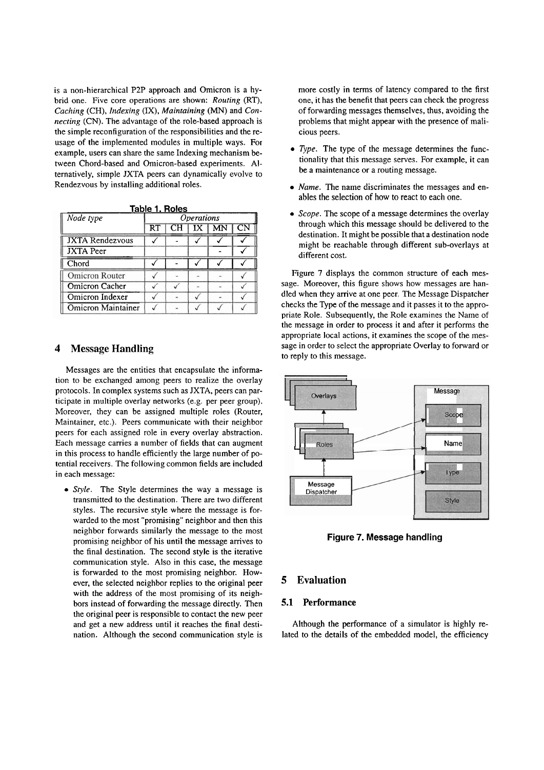is a non-hierarchical P2P approach and Omicron is a hybrid one. Five core operations are shown: *Routing* (RT), *Caching* (CH), *Indexing* (IX), *Maintaining* (MN) and *Connecting* (CN). The advantage of the role-based approach is the simple reconfiguration of the responsibilities and the reusage of the implemented modules in multiple ways. For example, users can share the same Indexing mechanism between Chord-based and Omicron-based experiments. Alternatively, simple JXTA peers can dynamically evolve to Rendezvous by installing additional roles.

**Table 1. Roles**

| Node type | Operations | | | | |
|---|---|---|---|---|---|
| | RT | CH | IX | MN | CN |
| JXTA Rendezvous | ✓ | - | ✓ | ✓ | ✓ |
| JXTA Peer | | | | - | ✓ |
| Chord | ✓ | - | ✓ | ✓ | ✓ |
| Omicron Router | ✓ | - | - | - | ✓ |
| Omicron Cacher | ✓ | ✓ | - | - | ✓ |
| Omicron Indexer | ✓ | - | ✓ | - | ✓ |
| Omicron Maintainer | ✓ | - | ✓ | ✓ | ✓ |

## 4 Message Handling

Messages are the entities that encapsulate the information to be exchanged among peers to realize the overlay protocols. In complex systems such as JXTA, peers can participate in multiple overlay networks (e.g. per peer group). Moreover, they can be assigned multiple roles (Router, Maintainer, etc.). Peers communicate with their neighbor peers for each assigned role in every overlay abstraction. Each message carries a number of fields that can augment in this process to handle efficiently the large number of potential receivers. The following common fields are included in each message:

- *Style*. The Style determines the way a message is transmitted to the destination. There are two different styles. The recursive style where the message is forwarded to the most "promising" neighbor and then this neighbor forwards similarly the message to the most promising neighbor of his until the message arrives to the final destination. The second style is the iterative communication style. Also in this case, the message is forwarded to the most promising neighbor. However, the selected neighbor replies to the original peer with the address of the most promising of its neighbors instead of forwarding the message directly. Then the original peer is responsible to contact the new peer and get a new address until it reaches the final destination. Although the second communication style is more costly in terms of latency compared to the first one, it has the benefit that peers can check the progress of forwarding messages themselves, thus, avoiding the problems that might appear with the presence of malicious peers.
- *Type*. The type of the message determines the functionality that this message serves. For example, it can be a maintenance or a routing message.
- *Name*. The name discriminates the messages and enables the selection of how to react to each one.
- *Scope*. The scope of a message determines the overlay through which this message should be delivered to the destination. It might be possible that a destination node might be reachable through different sub-overlays at different cost.

Figure 7 displays the common structure of each message. Moreover, this figure shows how messages are handled when they arrive at one peer. The Message Dispatcher checks the Type of the message and it passes it to the appropriate Role. Subsequently, the Role examines the Name of the message in order to process it and after it performs the appropriate local actions, it examines the scope of the message in order to select the appropriate Overlay to forward or to reply to this message.

Overlays

Roles

Message Dispatcher

Message

Scope

Name

Type

Style

**Figure 7. Message handling**

## 5 Evaluation

### 5.1 Performance

Although the performance of a simulator is highly related to the details of the embedded model, the efficiency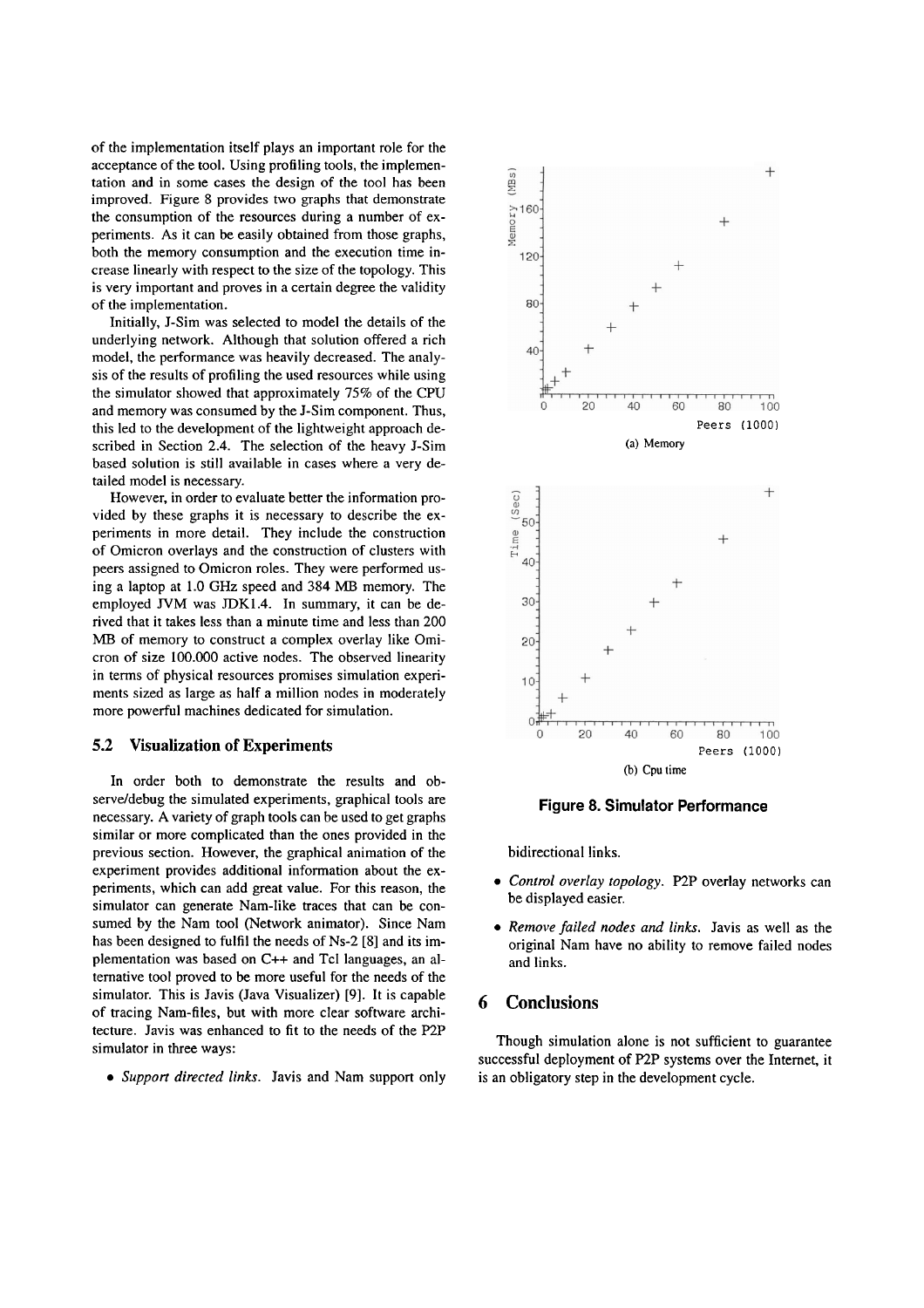of the implementation itself plays an important role for the acceptance of the tool. Using profiling tools, the implementation and in some cases the design of the tool has been improved. Figure 8 provides two graphs that demonstrate the consumption of the resources during a number of experiments. As it can be easily obtained from those graphs, both the memory consumption and the execution time increase linearly with respect to the size of the topology. This is very important and proves in a certain degree the validity of the implementation.

Initially, J-Sim was selected to model the details of the underlying network. Although that solution offered a rich model, the performance was heavily decreased. The analysis of the results of profiling the used resources while using the simulator showed that approximately 75% of the CPU and memory was consumed by the J-Sim component. Thus, this led to the development of the lightweight approach described in Section 2.4. The selection of the heavy J-Sim based solution is still available in cases where a very detailed model is necessary.

However, in order to evaluate better the information provided by these graphs it is necessary to describe the experiments in more detail. They include the construction of Omicron overlays and the construction of clusters with peers assigned to Omicron roles. They were performed using a laptop at 1.0 GHz speed and 384 MB memory. The employed JVM was JDK1.4. In summary, it can be derived that it takes less than a minute time and less than 200 MB of memory to construct a complex overlay like Omicron of size 100.000 active nodes. The observed linearity in terms of physical resources promises simulation experiments sized as large as half a million nodes in moderately more powerful machines dedicated for simulation.

### 5.2 Visualization of Experiments

In order both to demonstrate the results and observe/debug the simulated experiments, graphical tools are necessary. A variety of graph tools can be used to get graphs similar or more complicated than the ones provided in the previous section. However, the graphical animation of the experiment provides additional information about the experiments, which can add great value. For this reason, the simulator can generate Nam-like traces that can be consumed by the Nam tool (Network animator). Since Nam has been designed to fulfil the needs of Ns-2 [8] and its implementation was based on C++ and Tcl languages, an alternative tool proved to be more useful for the needs of the simulator. This is Javis (Java Visualizer) [9]. It is capable of tracing Nam-files, but with more clear software architecture. Javis was enhanced to fit to the needs of the P2P simulator in three ways:

- *Support directed links.* Javis and Nam support only bidirectional links.
- *Control overlay topology.* P2P overlay networks can be displayed easier.
- *Remove failed nodes and links.* Javis as well as the original Nam have no ability to remove failed nodes and links.

(a) Memory

(b) Cpu time

**Figure 8. Simulator Performance**

## 6 Conclusions

Though simulation alone is not sufficient to guarantee successful deployment of P2P systems over the Internet, it is an obligatory step in the development cycle.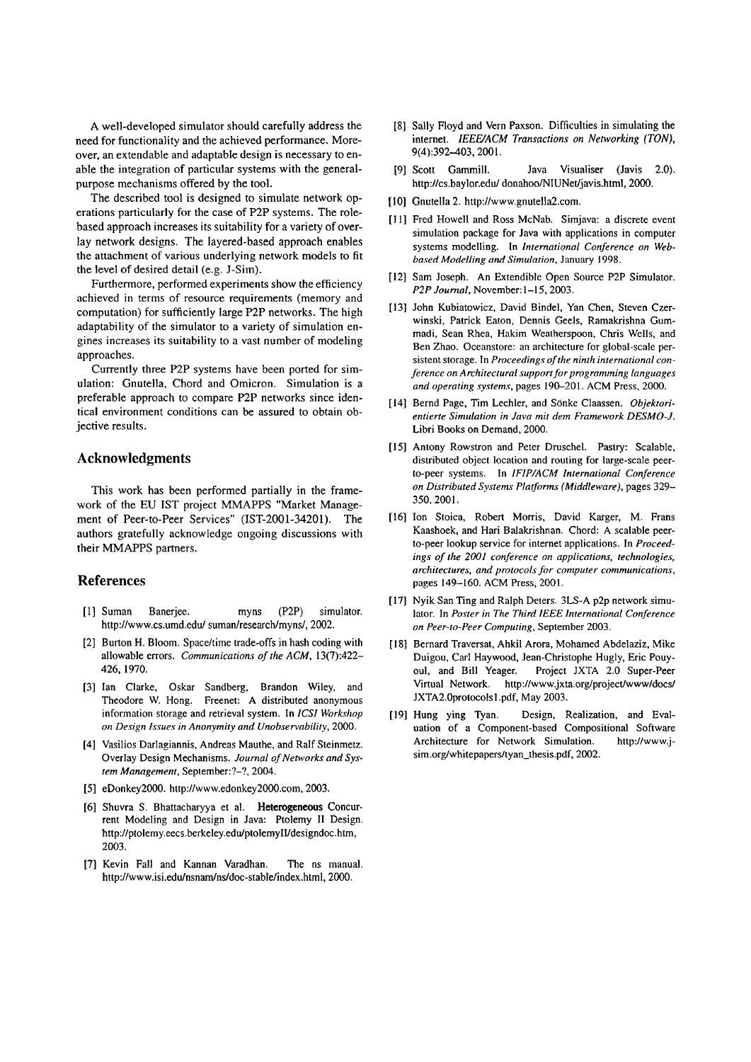A well-developed simulator should carefully address the need for functionality and the achieved performance. Moreover, an extendable and adaptable design is necessary to enable the integration of particular systems with the general-purpose mechanisms offered by the tool.

The described tool is designed to simulate network operations particularly for the case of P2P systems. The role-based approach increases its suitability for a variety of overlay network designs. The layered-based approach enables the attachment of various underlying network models to fit the level of desired detail (e.g. J-Sim).

Furthermore, performed experiments show the efficiency achieved in terms of resource requirements (memory and computation) for sufficiently large P2P networks. The high adaptability of the simulator to a variety of simulation engines increases its suitability to a vast number of modeling approaches.

Currently three P2P systems have been ported for simulation: Gnutella, Chord and Omicron. Simulation is a preferable approach to compare P2P networks since identical environment conditions can be assured to obtain objective results.

## Acknowledgments

This work has been performed partially in the framework of the EU IST project MMAPPS "Market Management of Peer-to-Peer Services" (IST-2001-34201). The authors gratefully acknowledge ongoing discussions with their MMAPPS partners.

## References

[1] Suman Banerjee. myns (P2P) simulator. http://www.cs.umd.edu/ suman/research/myns/, 2002.

[2] Burton H. Bloom. Space/time trade-offs in hash coding with allowable errors. *Communications of the ACM*, 13(7):422–426, 1970.

[3] Ian Clarke, Oskar Sandberg, Brandon Wiley, and Theodore W. Hong. Freenet: A distributed anonymous information storage and retrieval system. In *ICSI Workshop on Design Issues in Anonymity and Unobservability*, 2000.

[4] Vasilios Darlagiannis, Andreas Mauthe, and Ralf Steinmetz. Overlay Design Mechanisms. *Journal of Networks and System Management*, September:?–?, 2004.

[5] eDonkey2000. http://www.edonkey2000.com, 2003.

[6] Shuvra S. Bhattacharyya et al. **Heterogeneous** Concurrent Modeling and Design in Java: Ptolemy II Design. http://ptolemy.eecs.berkeley.edu/ptolemyII/designdoc.htm, 2003.

[7] Kevin Fall and Kannan Varadhan. The ns manual. http://www.isi.edu/nsnam/ns/doc-stable/index.html, 2000.

[8] Sally Floyd and Vern Paxson. Difficulties in simulating the internet. *IEEE/ACM Transactions on Networking (TON)*, 9(4):392–403, 2001.

[9] Scott Gammill. Java Visualiser (Javis 2.0). http://cs.baylor.edu/ donahoo/NIUNet/javis.html, 2000.

[10] Gnutella 2. http://www.gnutella2.com.

[11] Fred Howell and Ross McNab. Simjava: a discrete event simulation package for Java with applications in computer systems modelling. In *International Conference on Web-based Modelling and Simulation*, January 1998.

[12] Sam Joseph. An Extendible Open Source P2P Simulator. *P2P Journal*, November:1–15, 2003.

[13] John Kubiatowicz, David Bindel, Yan Chen, Steven Czerwinski, Patrick Eaton, Dennis Geels, Ramakrishna Gummadi, Sean Rhea, Hakim Weatherspoon, Chris Wells, and Ben Zhao. Oceanstore: an architecture for global-scale persistent storage. In *Proceedings of the ninth international conference on Architectural support for programming languages and operating systems*, pages 190–201. ACM Press, 2000.

[14] Bernd Page, Tim Lechler, and Sönke Claassen. *Objektorientierte Simulation in Java mit dem Framework DESMO-J*. Libri Books on Demand, 2000.

[15] Antony Rowstron and Peter Druschel. Pastry: Scalable, distributed object location and routing for large-scale peer-to-peer systems. In *IFIP/ACM International Conference on Distributed Systems Platforms (Middleware)*, pages 329–350, 2001.

[16] Ion Stoica, Robert Morris, David Karger, M. Frans Kaashoek, and Hari Balakrishnan. Chord: A scalable peer-to-peer lookup service for internet applications. In *Proceedings of the 2001 conference on applications, technologies, architectures, and protocols for computer communications*, pages 149–160. ACM Press, 2001.

[17] Nyik San Ting and Ralph Deters. 3LS-A p2p network simulator. In *Poster in The Third IEEE International Conference on Peer-to-Peer Computing*, September 2003.

[18] Bernard Traversat, Ahkil Arora, Mohamed Abdelaziz, Mike Duigou, Carl Haywood, Jean-Christophe Hugly, Eric Pouyoul, and Bill Yeager. Project JXTA 2.0 Super-Peer Virtual Network. http://www.jxta.org/project/www/docs/JXTA2.0protocols1.pdf, May 2003.

[19] Hung ying Tyan. Design, Realization, and Evaluation of a Component-based Compositional Software Architecture for Network Simulation. http://www.j-sim.org/whitepapers/tyan_thesis.pdf, 2002.